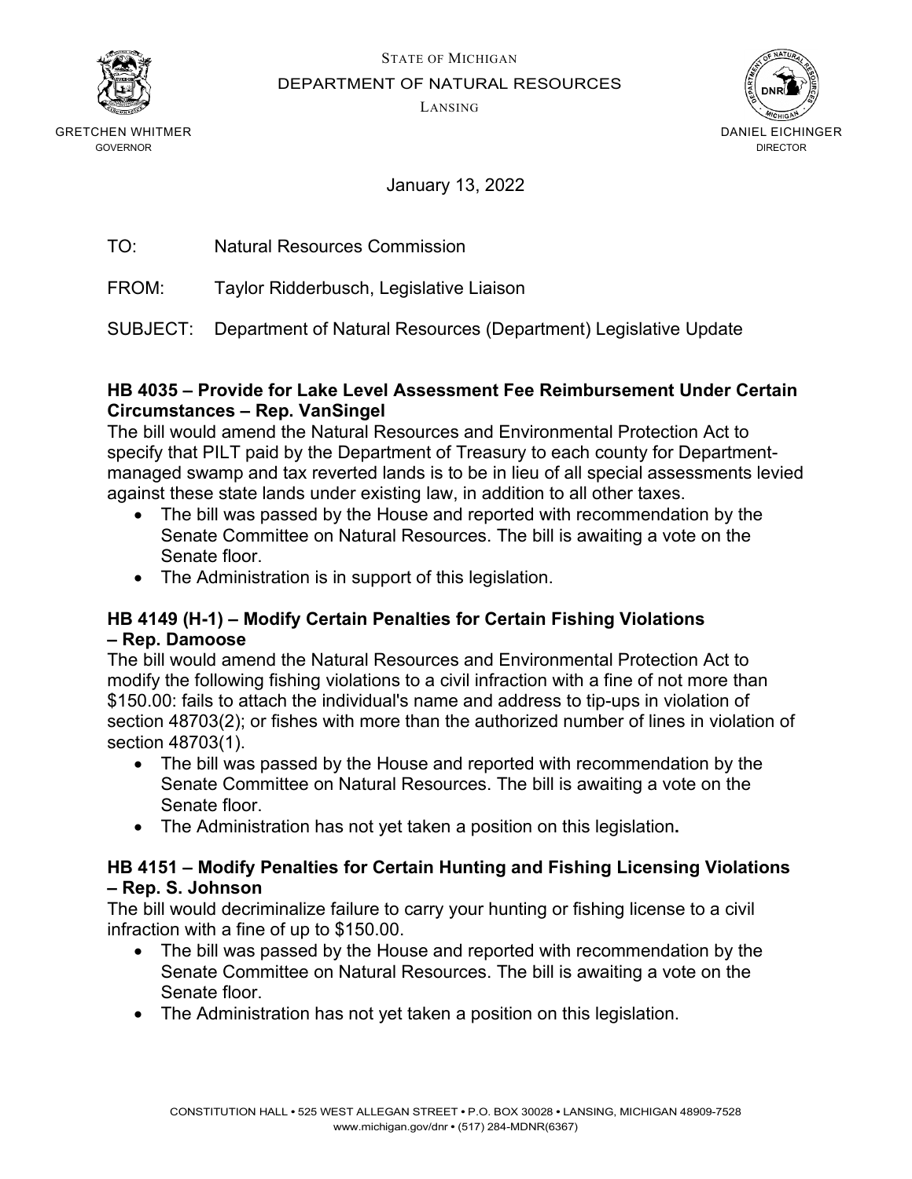STATE OF MICHIGAN

DEPARTMENT OF NATURAL RESOURCES

LANSING

GRETCHEN WHITMER
GOVERNOR

DANIEL EICHINGER
DIRECTOR

January 13, 2022

TO: Natural Resources Commission

FROM: Taylor Ridderbusch, Legislative Liaison

SUBJECT: Department of Natural Resources (Department) Legislative Update

**HB 4035 – Provide for Lake Level Assessment Fee Reimbursement Under Certain Circumstances – Rep. VanSingel**

The bill would amend the Natural Resources and Environmental Protection Act to specify that PILT paid by the Department of Treasury to each county for Department-managed swamp and tax reverted lands is to be in lieu of all special assessments levied against these state lands under existing law, in addition to all other taxes.

- The bill was passed by the House and reported with recommendation by the Senate Committee on Natural Resources. The bill is awaiting a vote on the Senate floor.
- The Administration is in support of this legislation.

**HB 4149 (H-1) – Modify Certain Penalties for Certain Fishing Violations – Rep. Damoose**

The bill would amend the Natural Resources and Environmental Protection Act to modify the following fishing violations to a civil infraction with a fine of not more than $150.00: fails to attach the individual's name and address to tip-ups in violation of section 48703(2); or fishes with more than the authorized number of lines in violation of section 48703(1).

- The bill was passed by the House and reported with recommendation by the Senate Committee on Natural Resources. The bill is awaiting a vote on the Senate floor.
- The Administration has not yet taken a position on this legislation.

**HB 4151 – Modify Penalties for Certain Hunting and Fishing Licensing Violations – Rep. S. Johnson**

The bill would decriminalize failure to carry your hunting or fishing license to a civil infraction with a fine of up to $150.00.

- The bill was passed by the House and reported with recommendation by the Senate Committee on Natural Resources. The bill is awaiting a vote on the Senate floor.
- The Administration has not yet taken a position on this legislation.

CONSTITUTION HALL • 525 WEST ALLEGAN STREET • P.O. BOX 30028 • LANSING, MICHIGAN 48909-7528
www.michigan.gov/dnr • (517) 284-MDNR(6367)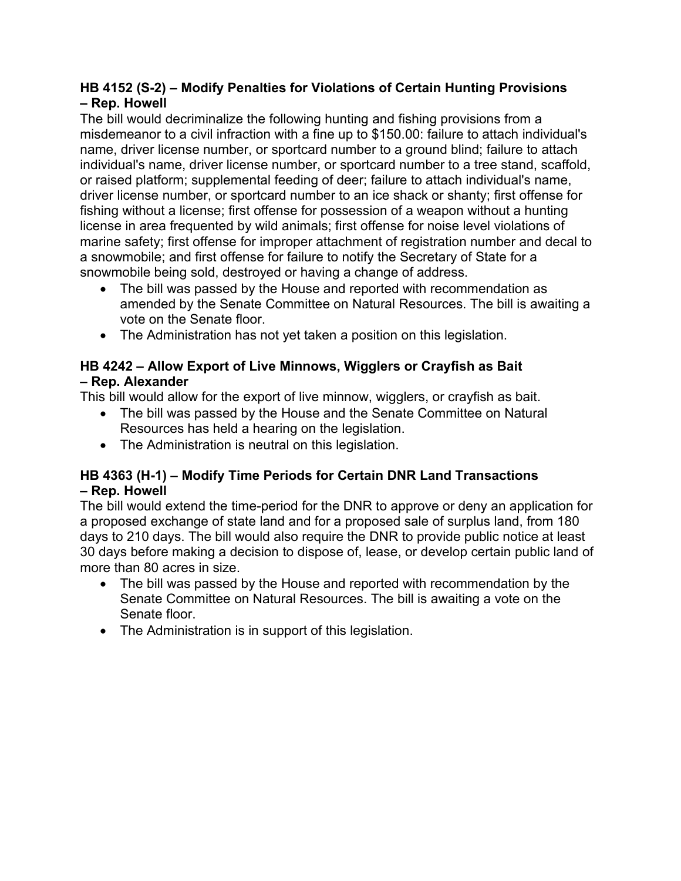**HB 4152 (S-2) – Modify Penalties for Violations of Certain Hunting Provisions – Rep. Howell**

The bill would decriminalize the following hunting and fishing provisions from a misdemeanor to a civil infraction with a fine up to $150.00: failure to attach individual's name, driver license number, or sportcard number to a ground blind; failure to attach individual's name, driver license number, or sportcard number to a tree stand, scaffold, or raised platform; supplemental feeding of deer; failure to attach individual's name, driver license number, or sportcard number to an ice shack or shanty; first offense for fishing without a license; first offense for possession of a weapon without a hunting license in area frequented by wild animals; first offense for noise level violations of marine safety; first offense for improper attachment of registration number and decal to a snowmobile; and first offense for failure to notify the Secretary of State for a snowmobile being sold, destroyed or having a change of address.

- The bill was passed by the House and reported with recommendation as amended by the Senate Committee on Natural Resources. The bill is awaiting a vote on the Senate floor.
- The Administration has not yet taken a position on this legislation.

**HB 4242 – Allow Export of Live Minnows, Wigglers or Crayfish as Bait – Rep. Alexander**

This bill would allow for the export of live minnow, wigglers, or crayfish as bait.

- The bill was passed by the House and the Senate Committee on Natural Resources has held a hearing on the legislation.
- The Administration is neutral on this legislation.

**HB 4363 (H-1) – Modify Time Periods for Certain DNR Land Transactions – Rep. Howell**

The bill would extend the time-period for the DNR to approve or deny an application for a proposed exchange of state land and for a proposed sale of surplus land, from 180 days to 210 days. The bill would also require the DNR to provide public notice at least 30 days before making a decision to dispose of, lease, or develop certain public land of more than 80 acres in size.

- The bill was passed by the House and reported with recommendation by the Senate Committee on Natural Resources. The bill is awaiting a vote on the Senate floor.
- The Administration is in support of this legislation.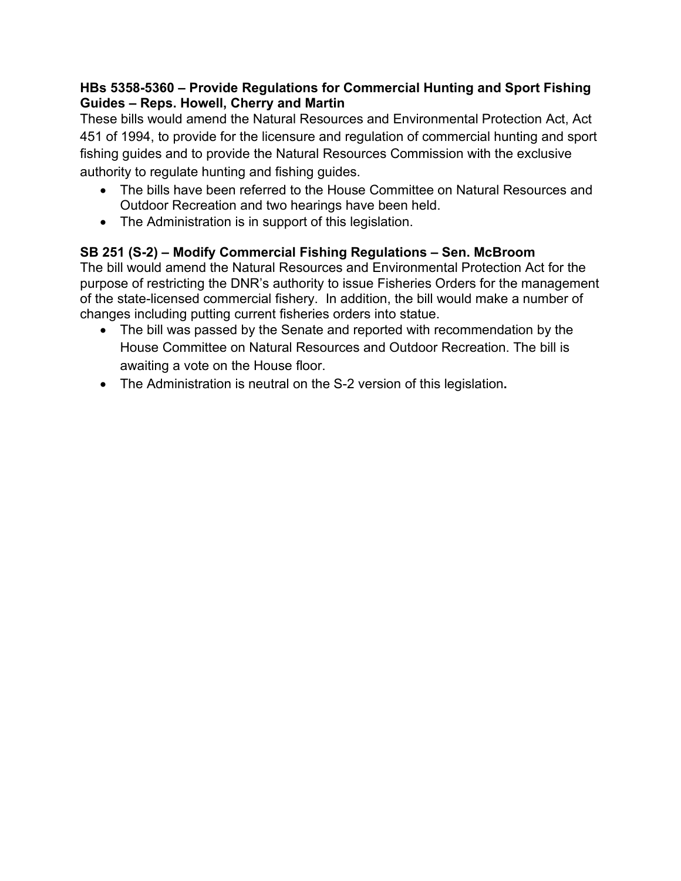**HBs 5358-5360 – Provide Regulations for Commercial Hunting and Sport Fishing Guides – Reps. Howell, Cherry and Martin**

These bills would amend the Natural Resources and Environmental Protection Act, Act 451 of 1994, to provide for the licensure and regulation of commercial hunting and sport fishing guides and to provide the Natural Resources Commission with the exclusive authority to regulate hunting and fishing guides.

- The bills have been referred to the House Committee on Natural Resources and Outdoor Recreation and two hearings have been held.
- The Administration is in support of this legislation.

**SB 251 (S-2) – Modify Commercial Fishing Regulations – Sen. McBroom**

The bill would amend the Natural Resources and Environmental Protection Act for the purpose of restricting the DNR's authority to issue Fisheries Orders for the management of the state-licensed commercial fishery. In addition, the bill would make a number of changes including putting current fisheries orders into statue.

- The bill was passed by the Senate and reported with recommendation by the House Committee on Natural Resources and Outdoor Recreation. The bill is awaiting a vote on the House floor.
- The Administration is neutral on the S-2 version of this legislation**.**